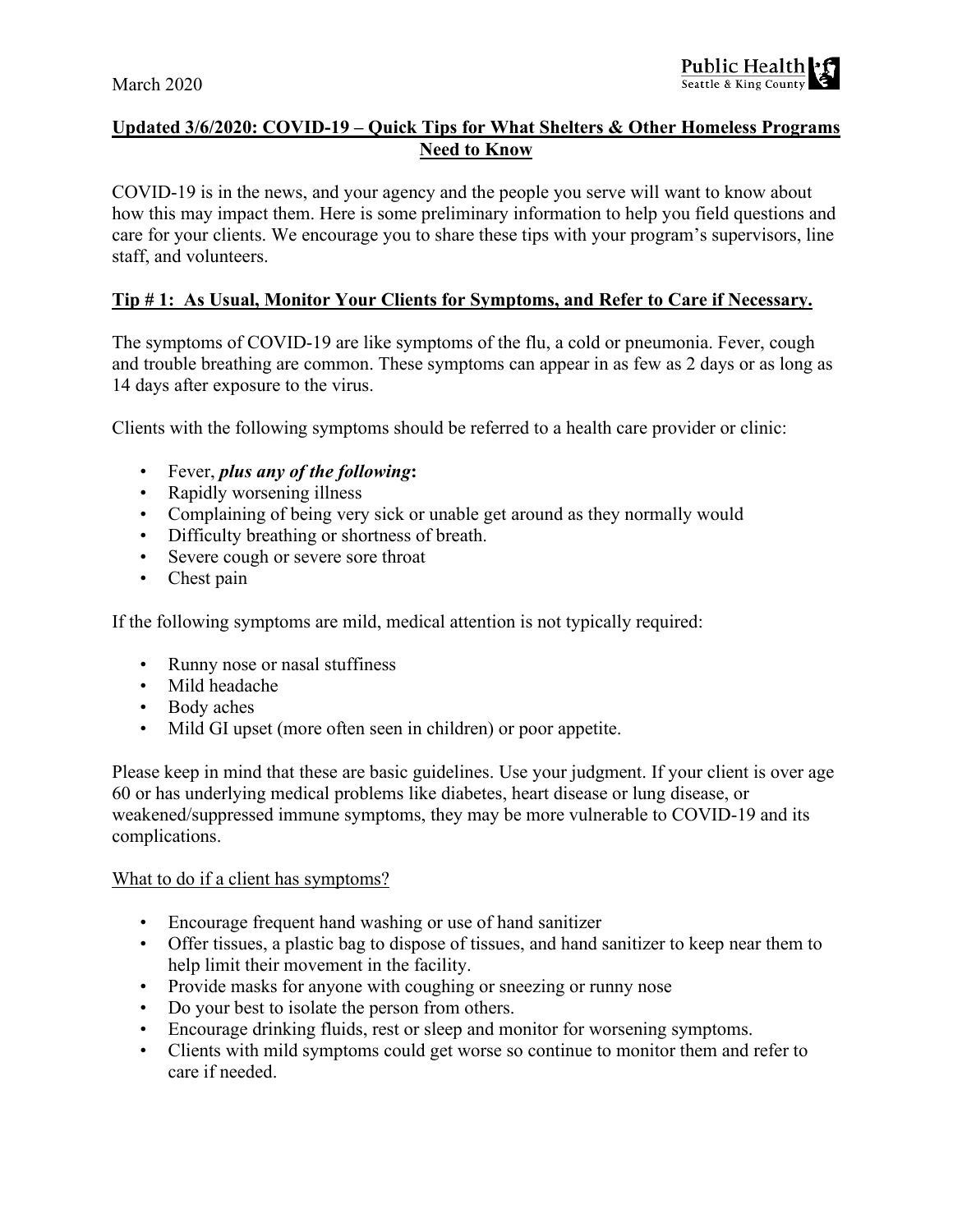March 2020

## Updated 3/6/2020: COVID-19 – Quick Tips for What Shelters & Other Homeless Programs Need to Know

COVID-19 is in the news, and your agency and the people you serve will want to know about how this may impact them. Here is some preliminary information to help you field questions and care for your clients. We encourage you to share these tips with your program's supervisors, line staff, and volunteers.

### Tip # 1: As Usual, Monitor Your Clients for Symptoms, and Refer to Care if Necessary.

The symptoms of COVID-19 are like symptoms of the flu, a cold or pneumonia. Fever, cough and trouble breathing are common. These symptoms can appear in as few as 2 days or as long as 14 days after exposure to the virus.

Clients with the following symptoms should be referred to a health care provider or clinic:

- Fever, ***plus any of the following*:**
- Rapidly worsening illness
- Complaining of being very sick or unable get around as they normally would
- Difficulty breathing or shortness of breath.
- Severe cough or severe sore throat
- Chest pain

If the following symptoms are mild, medical attention is not typically required:

- Runny nose or nasal stuffiness
- Mild headache
- Body aches
- Mild GI upset (more often seen in children) or poor appetite.

Please keep in mind that these are basic guidelines. Use your judgment. If your client is over age 60 or has underlying medical problems like diabetes, heart disease or lung disease, or weakened/suppressed immune symptoms, they may be more vulnerable to COVID-19 and its complications.

What to do if a client has symptoms?

- Encourage frequent hand washing or use of hand sanitizer
- Offer tissues, a plastic bag to dispose of tissues, and hand sanitizer to keep near them to help limit their movement in the facility.
- Provide masks for anyone with coughing or sneezing or runny nose
- Do your best to isolate the person from others.
- Encourage drinking fluids, rest or sleep and monitor for worsening symptoms.
- Clients with mild symptoms could get worse so continue to monitor them and refer to care if needed.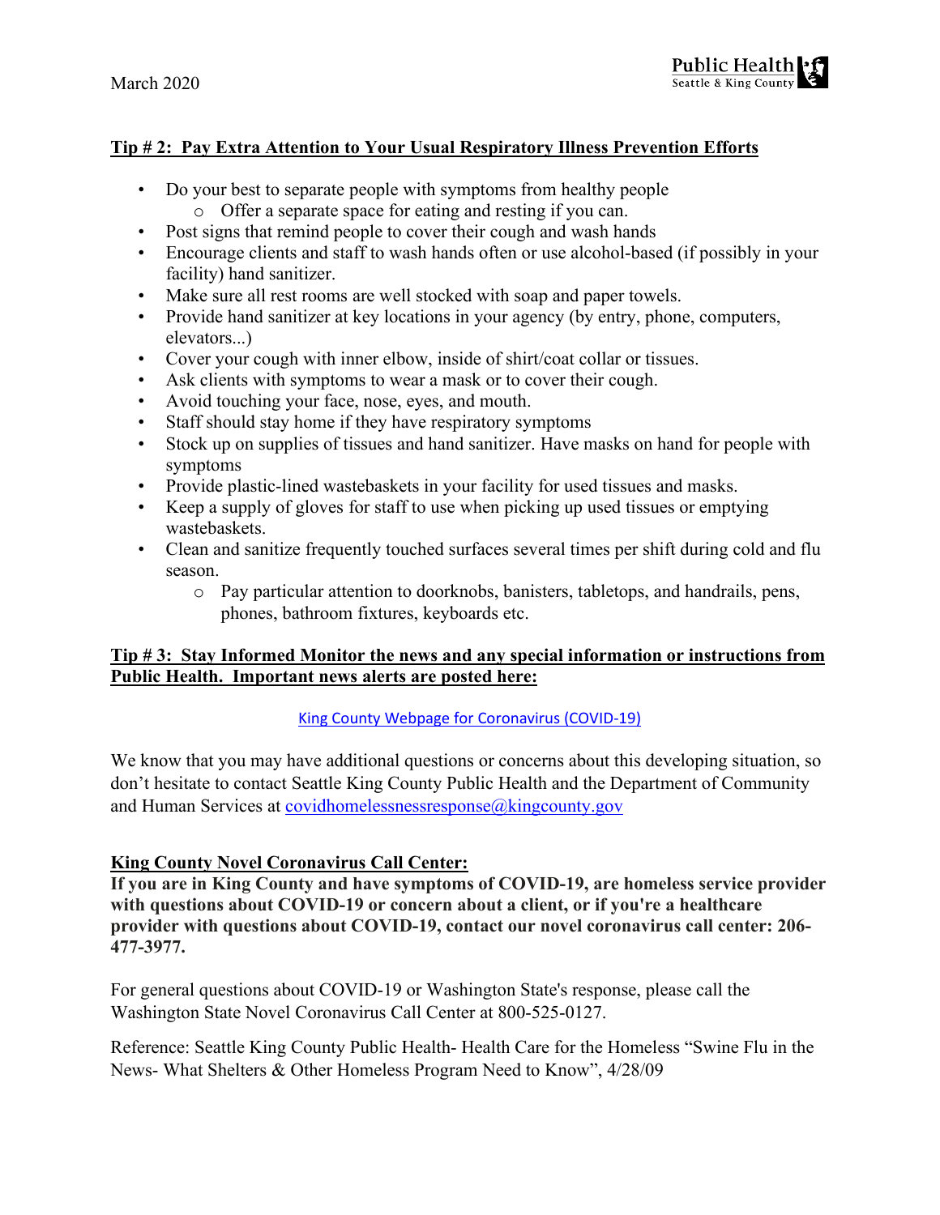March 2020

**Tip # 2: Pay Extra Attention to Your Usual Respiratory Illness Prevention Efforts**

- Do your best to separate people with symptoms from healthy people
  - Offer a separate space for eating and resting if you can.
- Post signs that remind people to cover their cough and wash hands
- Encourage clients and staff to wash hands often or use alcohol-based (if possibly in your facility) hand sanitizer.
- Make sure all rest rooms are well stocked with soap and paper towels.
- Provide hand sanitizer at key locations in your agency (by entry, phone, computers, elevators...)
- Cover your cough with inner elbow, inside of shirt/coat collar or tissues.
- Ask clients with symptoms to wear a mask or to cover their cough.
- Avoid touching your face, nose, eyes, and mouth.
- Staff should stay home if they have respiratory symptoms
- Stock up on supplies of tissues and hand sanitizer. Have masks on hand for people with symptoms
- Provide plastic-lined wastebaskets in your facility for used tissues and masks.
- Keep a supply of gloves for staff to use when picking up used tissues or emptying wastebaskets.
- Clean and sanitize frequently touched surfaces several times per shift during cold and flu season.
  - Pay particular attention to doorknobs, banisters, tabletops, and handrails, pens, phones, bathroom fixtures, keyboards etc.

**Tip # 3: Stay Informed Monitor the news and any special information or instructions from Public Health. Important news alerts are posted here:**

King County Webpage for Coronavirus (COVID-19)

We know that you may have additional questions or concerns about this developing situation, so don't hesitate to contact Seattle King County Public Health and the Department of Community and Human Services at covidhomelessnessresponse@kingcounty.gov

**King County Novel Coronavirus Call Center:**

**If you are in King County and have symptoms of COVID-19, are homeless service provider with questions about COVID-19 or concern about a client, or if you're a healthcare provider with questions about COVID-19, contact our novel coronavirus call center: 206-477-3977.**

For general questions about COVID-19 or Washington State's response, please call the Washington State Novel Coronavirus Call Center at 800-525-0127.

Reference: Seattle King County Public Health- Health Care for the Homeless "Swine Flu in the News- What Shelters & Other Homeless Program Need to Know", 4/28/09